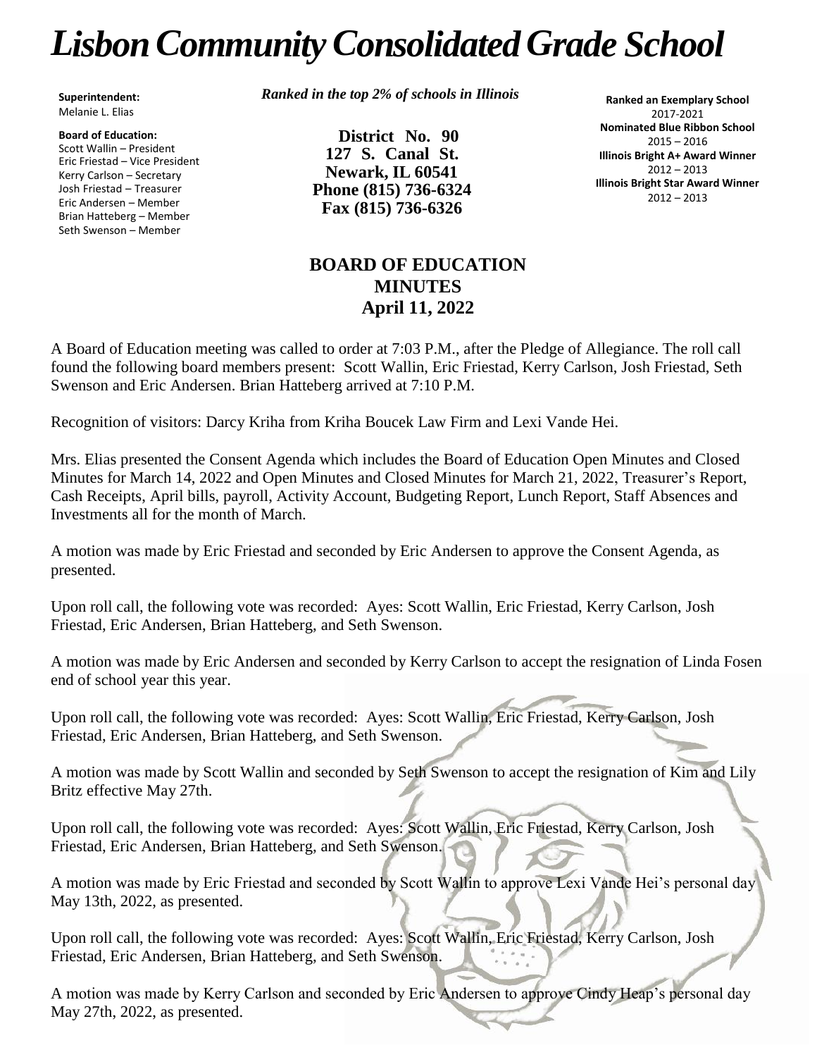# *Lisbon Community Consolidated Grade School*

**Superintendent:**
Melanie L. Elias

**Board of Education:**
Scott Wallin – President
Eric Friestad – Vice President
Kerry Carlson – Secretary
Josh Friestad – Treasurer
Eric Andersen – Member
Brian Hatteberg – Member
Seth Swenson – Member

***Ranked in the top 2% of schools in Illinois***

**District No. 90**
**127 S. Canal St.**
**Newark, IL 60541**
**Phone (815) 736-6324**
**Fax (815) 736-6326**

**Ranked an Exemplary School**
2017-2021
**Nominated Blue Ribbon School**
2015 – 2016
**Illinois Bright A+ Award Winner**
2012 – 2013
**Illinois Bright Star Award Winner**
2012 – 2013

## BOARD OF EDUCATION MINUTES
## April 11, 2022

A Board of Education meeting was called to order at 7:03 P.M., after the Pledge of Allegiance. The roll call found the following board members present: Scott Wallin, Eric Friestad, Kerry Carlson, Josh Friestad, Seth Swenson and Eric Andersen. Brian Hatteberg arrived at 7:10 P.M.

Recognition of visitors: Darcy Kriha from Kriha Boucek Law Firm and Lexi Vande Hei.

Mrs. Elias presented the Consent Agenda which includes the Board of Education Open Minutes and Closed Minutes for March 14, 2022 and Open Minutes and Closed Minutes for March 21, 2022, Treasurer's Report, Cash Receipts, April bills, payroll, Activity Account, Budgeting Report, Lunch Report, Staff Absences and Investments all for the month of March.

A motion was made by Eric Friestad and seconded by Eric Andersen to approve the Consent Agenda, as presented.

Upon roll call, the following vote was recorded: Ayes: Scott Wallin, Eric Friestad, Kerry Carlson, Josh Friestad, Eric Andersen, Brian Hatteberg, and Seth Swenson.

A motion was made by Eric Andersen and seconded by Kerry Carlson to accept the resignation of Linda Fosen end of school year this year.

Upon roll call, the following vote was recorded: Ayes: Scott Wallin, Eric Friestad, Kerry Carlson, Josh Friestad, Eric Andersen, Brian Hatteberg, and Seth Swenson.

A motion was made by Scott Wallin and seconded by Seth Swenson to accept the resignation of Kim and Lily Britz effective May 27th.

Upon roll call, the following vote was recorded: Ayes: Scott Wallin, Eric Friestad, Kerry Carlson, Josh Friestad, Eric Andersen, Brian Hatteberg, and Seth Swenson.

A motion was made by Eric Friestad and seconded by Scott Wallin to approve Lexi Vande Hei's personal day May 13th, 2022, as presented.

Upon roll call, the following vote was recorded: Ayes: Scott Wallin, Eric Friestad, Kerry Carlson, Josh Friestad, Eric Andersen, Brian Hatteberg, and Seth Swenson.

A motion was made by Kerry Carlson and seconded by Eric Andersen to approve Cindy Heap's personal day May 27th, 2022, as presented.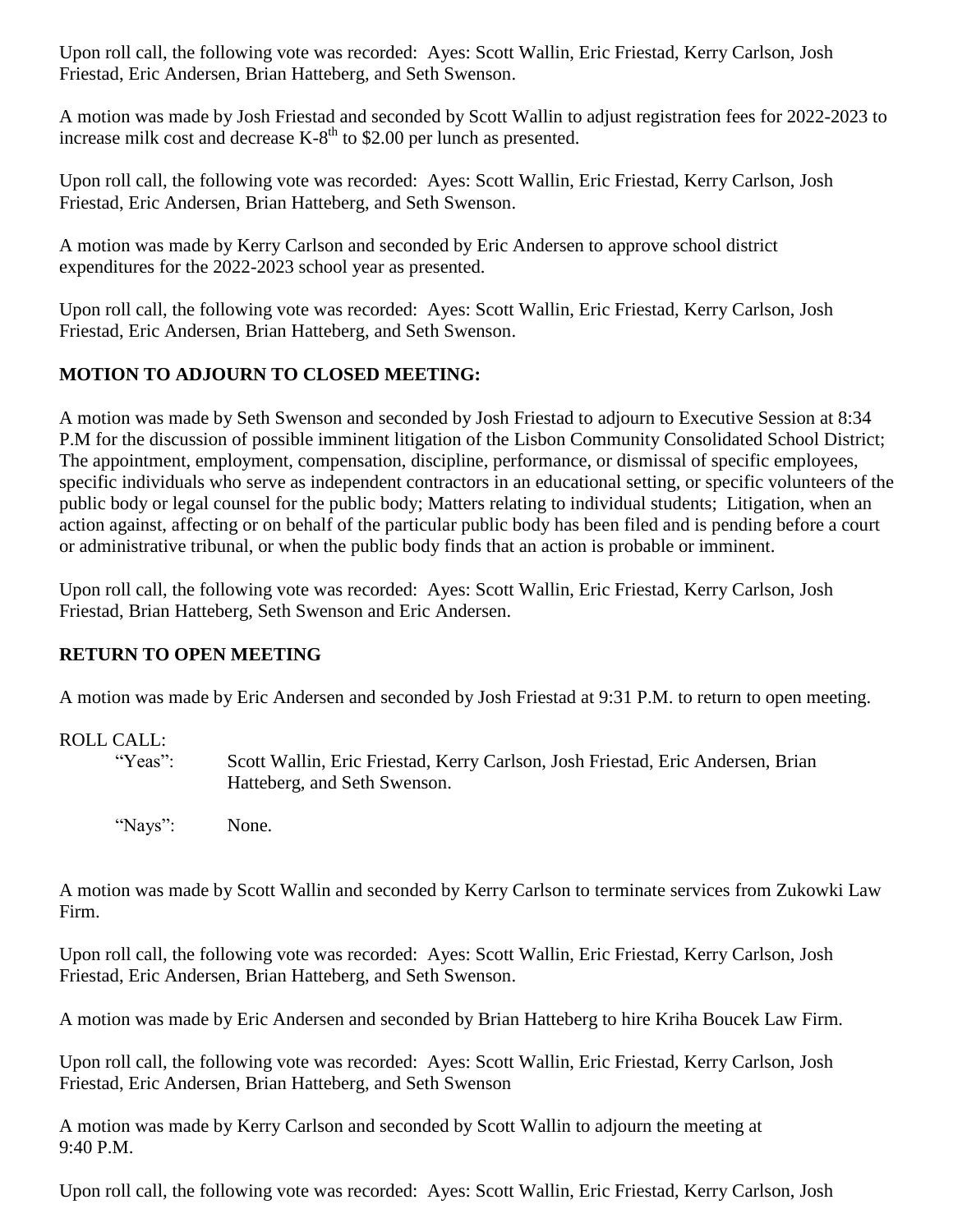Upon roll call, the following vote was recorded: Ayes: Scott Wallin, Eric Friestad, Kerry Carlson, Josh Friestad, Eric Andersen, Brian Hatteberg, and Seth Swenson.

A motion was made by Josh Friestad and seconded by Scott Wallin to adjust registration fees for 2022-2023 to increase milk cost and decrease K-8th to $2.00 per lunch as presented.

Upon roll call, the following vote was recorded: Ayes: Scott Wallin, Eric Friestad, Kerry Carlson, Josh Friestad, Eric Andersen, Brian Hatteberg, and Seth Swenson.

A motion was made by Kerry Carlson and seconded by Eric Andersen to approve school district expenditures for the 2022-2023 school year as presented.

Upon roll call, the following vote was recorded: Ayes: Scott Wallin, Eric Friestad, Kerry Carlson, Josh Friestad, Eric Andersen, Brian Hatteberg, and Seth Swenson.

**MOTION TO ADJOURN TO CLOSED MEETING:**

A motion was made by Seth Swenson and seconded by Josh Friestad to adjourn to Executive Session at 8:34 P.M for the discussion of possible imminent litigation of the Lisbon Community Consolidated School District; The appointment, employment, compensation, discipline, performance, or dismissal of specific employees, specific individuals who serve as independent contractors in an educational setting, or specific volunteers of the public body or legal counsel for the public body; Matters relating to individual students; Litigation, when an action against, affecting or on behalf of the particular public body has been filed and is pending before a court or administrative tribunal, or when the public body finds that an action is probable or imminent.

Upon roll call, the following vote was recorded: Ayes: Scott Wallin, Eric Friestad, Kerry Carlson, Josh Friestad, Brian Hatteberg, Seth Swenson and Eric Andersen.

**RETURN TO OPEN MEETING**

A motion was made by Eric Andersen and seconded by Josh Friestad at 9:31 P.M. to return to open meeting.

ROLL CALL:

"Yeas": Scott Wallin, Eric Friestad, Kerry Carlson, Josh Friestad, Eric Andersen, Brian Hatteberg, and Seth Swenson.

"Nays": None.

A motion was made by Scott Wallin and seconded by Kerry Carlson to terminate services from Zukowki Law Firm.

Upon roll call, the following vote was recorded: Ayes: Scott Wallin, Eric Friestad, Kerry Carlson, Josh Friestad, Eric Andersen, Brian Hatteberg, and Seth Swenson.

A motion was made by Eric Andersen and seconded by Brian Hatteberg to hire Kriha Boucek Law Firm.

Upon roll call, the following vote was recorded: Ayes: Scott Wallin, Eric Friestad, Kerry Carlson, Josh Friestad, Eric Andersen, Brian Hatteberg, and Seth Swenson

A motion was made by Kerry Carlson and seconded by Scott Wallin to adjourn the meeting at 9:40 P.M.

Upon roll call, the following vote was recorded: Ayes: Scott Wallin, Eric Friestad, Kerry Carlson, Josh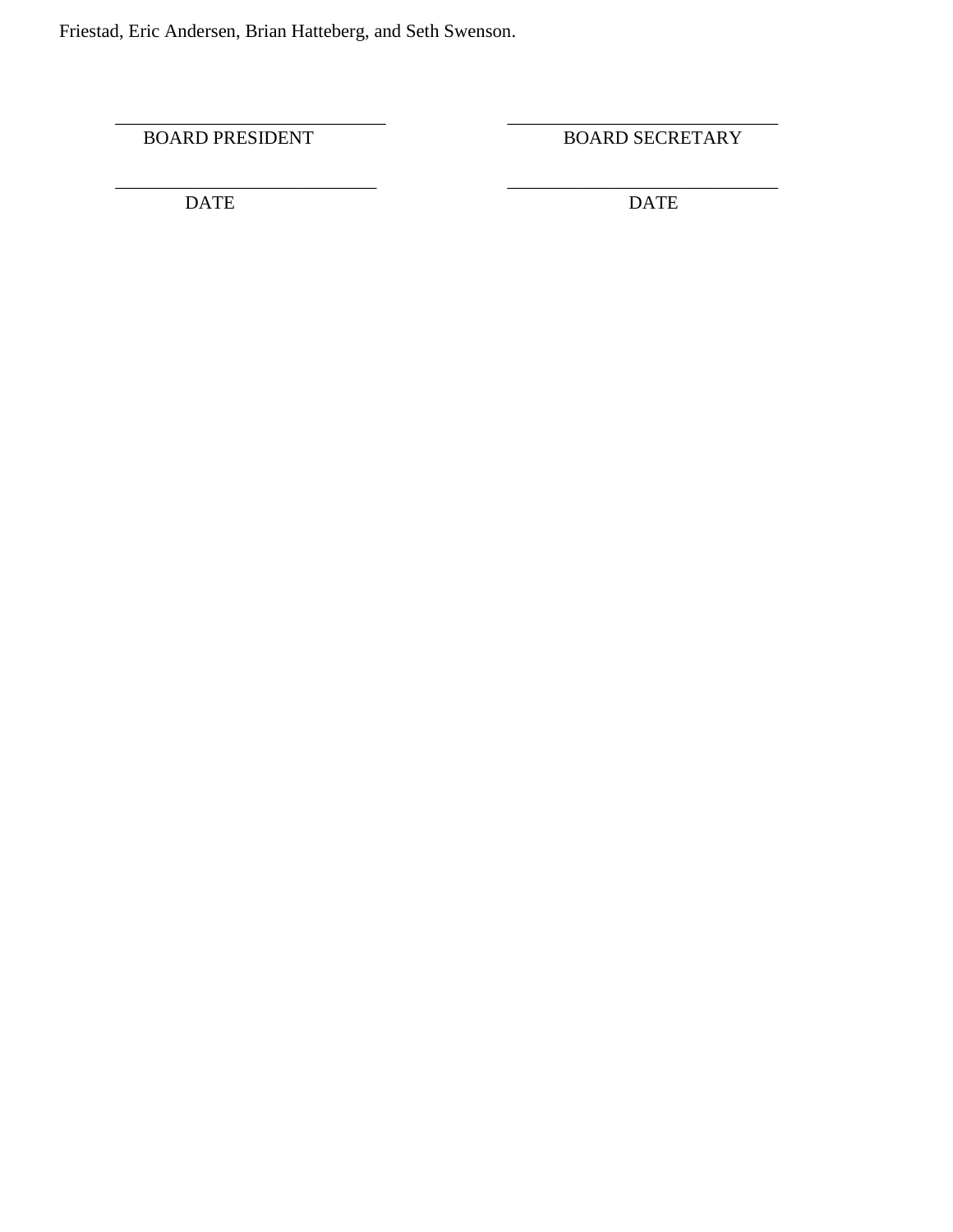Friestad, Eric Andersen, Brian Hatteberg, and Seth Swenson.

| | |
|---|---|
| ______________________________ | ______________________________ |
| BOARD PRESIDENT | BOARD SECRETARY |
| ______________________________ | ______________________________ |
| DATE | DATE |